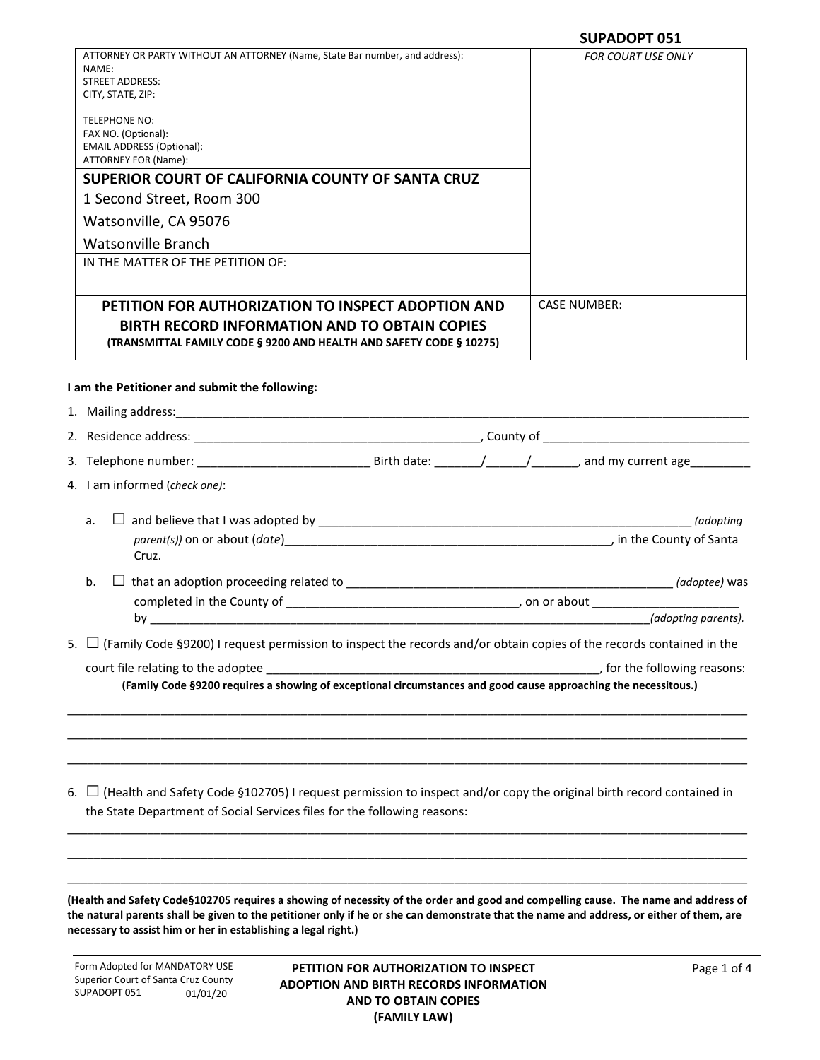**SUPADOPT 051**

| ATTORNEY OR PARTY WITHOUT AN ATTORNEY (Name, State Bar number, and address):<br>NAME:<br>STREET ADDRESS:<br>CITY, STATE, ZIP:<br><br>TELEPHONE NO:<br>FAX NO. (Optional):<br>EMAIL ADDRESS (Optional):<br>ATTORNEY FOR (Name): | *FOR COURT USE ONLY* |
|---|---|
| **SUPERIOR COURT OF CALIFORNIA COUNTY OF SANTA CRUZ**<br>1 Second Street, Room 300<br>Watsonville, CA 95076<br>Watsonville Branch | |
| IN THE MATTER OF THE PETITION OF: | |
| **PETITION FOR AUTHORIZATION TO INSPECT ADOPTION AND BIRTH RECORD INFORMATION AND TO OBTAIN COPIES**<br>**(TRANSMITTAL FAMILY CODE § 9200 AND HEALTH AND SAFETY CODE § 10275)** | CASE NUMBER: |

**I am the Petitioner and submit the following:**

1. Mailing address:\_\_\_\_\_\_\_\_\_\_\_\_\_\_\_\_\_\_\_\_\_\_\_\_\_\_\_\_\_\_\_\_\_\_\_\_\_\_\_\_\_\_\_\_\_\_\_\_\_\_\_\_\_\_\_\_\_\_\_\_\_\_\_\_\_\_\_\_\_\_
2. Residence address: \_\_\_\_\_\_\_\_\_\_\_\_\_\_\_\_\_\_\_\_\_\_\_\_\_\_\_\_\_\_\_\_\_\_\_\_\_\_, County of \_\_\_\_\_\_\_\_\_\_\_\_\_\_\_\_\_\_\_\_\_\_\_\_\_\_\_
3. Telephone number: \_\_\_\_\_\_\_\_\_\_\_\_\_\_\_\_\_\_\_\_\_\_\_ Birth date: \_\_\_\_\_\_\_/\_\_\_\_\_\_/\_\_\_\_\_\_\_, and my current age\_\_\_\_\_\_\_\_\_
4. I am informed (*check one*):

   a. ☐ and believe that I was adopted by \_\_\_\_\_\_\_\_\_\_\_\_\_\_\_\_\_\_\_\_\_\_\_\_\_\_\_\_\_\_\_\_\_\_\_\_\_\_\_\_\_\_\_\_\_\_\_\_\_\_ *(adopting parent(s))* on or about (*date*)\_\_\_\_\_\_\_\_\_\_\_\_\_\_\_\_\_\_\_\_\_\_\_\_\_\_\_\_\_\_\_\_\_\_\_\_\_\_\_\_\_\_\_\_\_, in the County of Santa Cruz.

   b. ☐ that an adoption proceeding related to \_\_\_\_\_\_\_\_\_\_\_\_\_\_\_\_\_\_\_\_\_\_\_\_\_\_\_\_\_\_\_\_\_\_\_\_\_\_\_\_\_\_\_\_ *(adoptee)* was completed in the County of \_\_\_\_\_\_\_\_\_\_\_\_\_\_\_\_\_\_\_\_\_\_\_\_\_\_\_\_\_\_\_\_, on or about \_\_\_\_\_\_\_\_\_\_\_\_\_\_\_\_\_\_\_\_ by \_\_\_\_\_\_\_\_\_\_\_\_\_\_\_\_\_\_\_\_\_\_\_\_\_\_\_\_\_\_\_\_\_\_\_\_\_\_\_\_\_\_\_\_\_\_\_\_\_\_\_\_\_\_\_\_\_\_\_\_\_\_\_\_\_\_\_\_*(adopting parents).*

5. ☐ (Family Code §9200) I request permission to inspect the records and/or obtain copies of the records contained in the court file relating to the adoptee \_\_\_\_\_\_\_\_\_\_\_\_\_\_\_\_\_\_\_\_\_\_\_\_\_\_\_\_\_\_\_\_\_\_\_\_\_\_\_\_\_\_\_\_\_\_, for the following reasons:

   **(Family Code §9200 requires a showing of exceptional circumstances and good cause approaching the necessitous.)**

\_\_\_\_\_\_\_\_\_\_\_\_\_\_\_\_\_\_\_\_\_\_\_\_\_\_\_\_\_\_\_\_\_\_\_\_\_\_\_\_\_\_\_\_\_\_\_\_\_\_\_\_\_\_\_\_\_\_\_\_\_\_\_\_\_\_\_\_\_\_\_\_\_\_\_\_\_\_\_\_\_\_\_\_\_\_\_\_\_\_\_

\_\_\_\_\_\_\_\_\_\_\_\_\_\_\_\_\_\_\_\_\_\_\_\_\_\_\_\_\_\_\_\_\_\_\_\_\_\_\_\_\_\_\_\_\_\_\_\_\_\_\_\_\_\_\_\_\_\_\_\_\_\_\_\_\_\_\_\_\_\_\_\_\_\_\_\_\_\_\_\_\_\_\_\_\_\_\_\_\_\_\_

\_\_\_\_\_\_\_\_\_\_\_\_\_\_\_\_\_\_\_\_\_\_\_\_\_\_\_\_\_\_\_\_\_\_\_\_\_\_\_\_\_\_\_\_\_\_\_\_\_\_\_\_\_\_\_\_\_\_\_\_\_\_\_\_\_\_\_\_\_\_\_\_\_\_\_\_\_\_\_\_\_\_\_\_\_\_\_\_\_\_\_

6. ☐ (Health and Safety Code §102705) I request permission to inspect and/or copy the original birth record contained in the State Department of Social Services files for the following reasons:

\_\_\_\_\_\_\_\_\_\_\_\_\_\_\_\_\_\_\_\_\_\_\_\_\_\_\_\_\_\_\_\_\_\_\_\_\_\_\_\_\_\_\_\_\_\_\_\_\_\_\_\_\_\_\_\_\_\_\_\_\_\_\_\_\_\_\_\_\_\_\_\_\_\_\_\_\_\_\_\_\_\_\_\_\_\_\_\_\_\_\_

\_\_\_\_\_\_\_\_\_\_\_\_\_\_\_\_\_\_\_\_\_\_\_\_\_\_\_\_\_\_\_\_\_\_\_\_\_\_\_\_\_\_\_\_\_\_\_\_\_\_\_\_\_\_\_\_\_\_\_\_\_\_\_\_\_\_\_\_\_\_\_\_\_\_\_\_\_\_\_\_\_\_\_\_\_\_\_\_\_\_\_

\_\_\_\_\_\_\_\_\_\_\_\_\_\_\_\_\_\_\_\_\_\_\_\_\_\_\_\_\_\_\_\_\_\_\_\_\_\_\_\_\_\_\_\_\_\_\_\_\_\_\_\_\_\_\_\_\_\_\_\_\_\_\_\_\_\_\_\_\_\_\_\_\_\_\_\_\_\_\_\_\_\_\_\_\_\_\_\_\_\_\_

**(Health and Safety Code§102705 requires a showing of necessity of the order and good and compelling cause. The name and address of the natural parents shall be given to the petitioner only if he or she can demonstrate that the name and address, or either of them, are necessary to assist him or her in establishing a legal right.)**

Form Adopted for MANDATORY USE
Superior Court of Santa Cruz County
SUPADOPT 051 01/01/20

**PETITION FOR AUTHORIZATION TO INSPECT ADOPTION AND BIRTH RECORDS INFORMATION AND TO OBTAIN COPIES (FAMILY LAW)**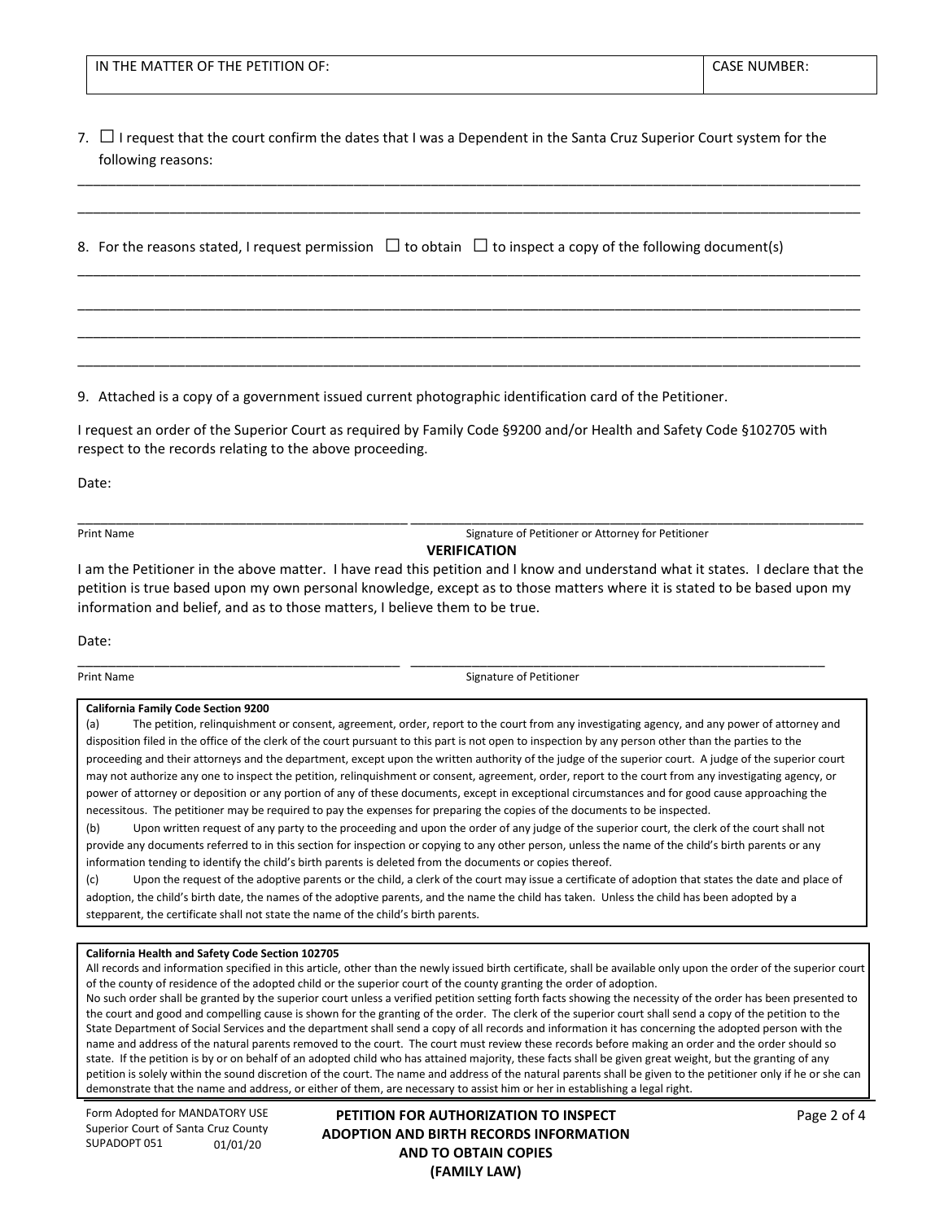| IN THE MATTER OF THE PETITION OF: | CASE NUMBER: |
|---|---|
| | |

7. ☐ I request that the court confirm the dates that I was a Dependent in the Santa Cruz Superior Court system for the following reasons:

\_\_\_\_\_\_\_\_\_\_\_\_\_\_\_\_\_\_\_\_\_\_\_\_\_\_\_\_\_\_\_\_\_\_\_\_\_\_\_\_\_\_\_\_\_\_\_\_\_\_\_\_\_\_\_\_\_\_\_\_\_\_\_\_\_\_\_\_\_\_\_\_\_\_\_\_\_\_

\_\_\_\_\_\_\_\_\_\_\_\_\_\_\_\_\_\_\_\_\_\_\_\_\_\_\_\_\_\_\_\_\_\_\_\_\_\_\_\_\_\_\_\_\_\_\_\_\_\_\_\_\_\_\_\_\_\_\_\_\_\_\_\_\_\_\_\_\_\_\_\_\_\_\_\_\_\_

8. For the reasons stated, I request permission ☐ to obtain ☐ to inspect a copy of the following document(s)

\_\_\_\_\_\_\_\_\_\_\_\_\_\_\_\_\_\_\_\_\_\_\_\_\_\_\_\_\_\_\_\_\_\_\_\_\_\_\_\_\_\_\_\_\_\_\_\_\_\_\_\_\_\_\_\_\_\_\_\_\_\_\_\_\_\_\_\_\_\_\_\_\_\_\_\_\_\_

\_\_\_\_\_\_\_\_\_\_\_\_\_\_\_\_\_\_\_\_\_\_\_\_\_\_\_\_\_\_\_\_\_\_\_\_\_\_\_\_\_\_\_\_\_\_\_\_\_\_\_\_\_\_\_\_\_\_\_\_\_\_\_\_\_\_\_\_\_\_\_\_\_\_\_\_\_\_

\_\_\_\_\_\_\_\_\_\_\_\_\_\_\_\_\_\_\_\_\_\_\_\_\_\_\_\_\_\_\_\_\_\_\_\_\_\_\_\_\_\_\_\_\_\_\_\_\_\_\_\_\_\_\_\_\_\_\_\_\_\_\_\_\_\_\_\_\_\_\_\_\_\_\_\_\_\_

\_\_\_\_\_\_\_\_\_\_\_\_\_\_\_\_\_\_\_\_\_\_\_\_\_\_\_\_\_\_\_\_\_\_\_\_\_\_\_\_\_\_\_\_\_\_\_\_\_\_\_\_\_\_\_\_\_\_\_\_\_\_\_\_\_\_\_\_\_\_\_\_\_\_\_\_\_\_

9. Attached is a copy of a government issued current photographic identification card of the Petitioner.

I request an order of the Superior Court as required by Family Code §9200 and/or Health and Safety Code §102705 with respect to the records relating to the above proceeding.

Date:

\_\_\_\_\_\_\_\_\_\_\_\_\_\_\_\_\_\_\_\_\_\_\_\_\_\_\_\_\_\_\_\_\_\_\_\_ \_\_\_\_\_\_\_\_\_\_\_\_\_\_\_\_\_\_\_\_\_\_\_\_\_\_\_\_\_\_\_\_\_\_\_\_\_\_\_\_\_\_\_\_\_\_\_\_

Print Name Signature of Petitioner or Attorney for Petitioner

**VERIFICATION**

I am the Petitioner in the above matter. I have read this petition and I know and understand what it states. I declare that the petition is true based upon my own personal knowledge, except as to those matters where it is stated to be based upon my information and belief, and as to those matters, I believe them to be true.

Date:

\_\_\_\_\_\_\_\_\_\_\_\_\_\_\_\_\_\_\_\_\_\_\_\_\_\_\_\_\_\_\_\_\_\_\_\_ \_\_\_\_\_\_\_\_\_\_\_\_\_\_\_\_\_\_\_\_\_\_\_\_\_\_\_\_\_\_\_\_\_\_\_\_\_\_\_\_\_\_\_\_\_\_\_\_

Print Name Signature of Petitioner

**California Family Code Section 9200**

(a) The petition, relinquishment or consent, agreement, order, report to the court from any investigating agency, and any power of attorney and disposition filed in the office of the clerk of the court pursuant to this part is not open to inspection by any person other than the parties to the proceeding and their attorneys and the department, except upon the written authority of the judge of the superior court. A judge of the superior court may not authorize any one to inspect the petition, relinquishment or consent, agreement, order, report to the court from any investigating agency, or power of attorney or deposition or any portion of any of these documents, except in exceptional circumstances and for good cause approaching the necessitous. The petitioner may be required to pay the expenses for preparing the copies of the documents to be inspected.

(b) Upon written request of any party to the proceeding and upon the order of any judge of the superior court, the clerk of the court shall not provide any documents referred to in this section for inspection or copying to any other person, unless the name of the child's birth parents or any information tending to identify the child's birth parents is deleted from the documents or copies thereof.

(c) Upon the request of the adoptive parents or the child, a clerk of the court may issue a certificate of adoption that states the date and place of adoption, the child's birth date, the names of the adoptive parents, and the name the child has taken. Unless the child has been adopted by a stepparent, the certificate shall not state the name of the child's birth parents.

**California Health and Safety Code Section 102705**

All records and information specified in this article, other than the newly issued birth certificate, shall be available only upon the order of the superior court of the county of residence of the adopted child or the superior court of the county granting the order of adoption.

No such order shall be granted by the superior court unless a verified petition setting forth facts showing the necessity of the order has been presented to the court and good and compelling cause is shown for the granting of the order. The clerk of the superior court shall send a copy of the petition to the State Department of Social Services and the department shall send a copy of all records and information it has concerning the adopted person with the name and address of the natural parents removed to the court. The court must review these records before making an order and the order should so state. If the petition is by or on behalf of an adopted child who has attained majority, these facts shall be given great weight, but the granting of any petition is solely within the sound discretion of the court. The name and address of the natural parents shall be given to the petitioner only if he or she can demonstrate that the name and address, or either of them, are necessary to assist him or her in establishing a legal right.

Form Adopted for MANDATORY USE
Superior Court of Santa Cruz County
SUPADOPT 051 01/01/20

**PETITION FOR AUTHORIZATION TO INSPECT ADOPTION AND BIRTH RECORDS INFORMATION AND TO OBTAIN COPIES (FAMILY LAW)**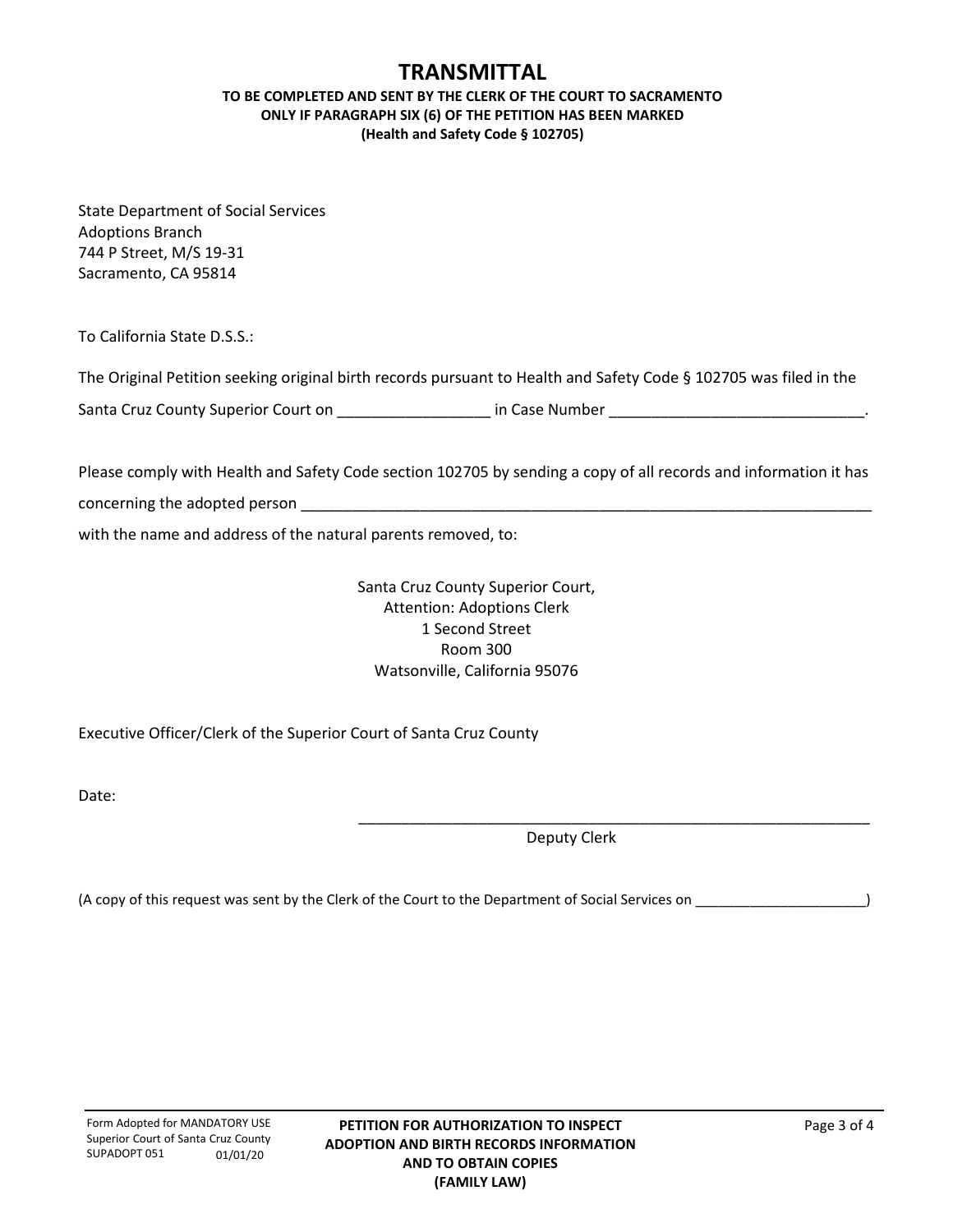# TRANSMITTAL

**TO BE COMPLETED AND SENT BY THE CLERK OF THE COURT TO SACRAMENTO ONLY IF PARAGRAPH SIX (6) OF THE PETITION HAS BEEN MARKED (Health and Safety Code § 102705)**

State Department of Social Services
Adoptions Branch
744 P Street, M/S 19-31
Sacramento, CA 95814

To California State D.S.S.:

The Original Petition seeking original birth records pursuant to Health and Safety Code § 102705 was filed in the Santa Cruz County Superior Court on __________________ in Case Number ______________________________.

Please comply with Health and Safety Code section 102705 by sending a copy of all records and information it has concerning the adopted person ______________________________________________________________________ with the name and address of the natural parents removed, to:

Santa Cruz County Superior Court,
Attention: Adoptions Clerk
1 Second Street
Room 300
Watsonville, California 95076

Executive Officer/Clerk of the Superior Court of Santa Cruz County

Date:

_________________________________________________________________
Deputy Clerk

(A copy of this request was sent by the Clerk of the Court to the Department of Social Services on ______________________)

Form Adopted for MANDATORY USE
Superior Court of Santa Cruz County
SUPADOPT 051 01/01/20

**PETITION FOR AUTHORIZATION TO INSPECT ADOPTION AND BIRTH RECORDS INFORMATION AND TO OBTAIN COPIES (FAMILY LAW)**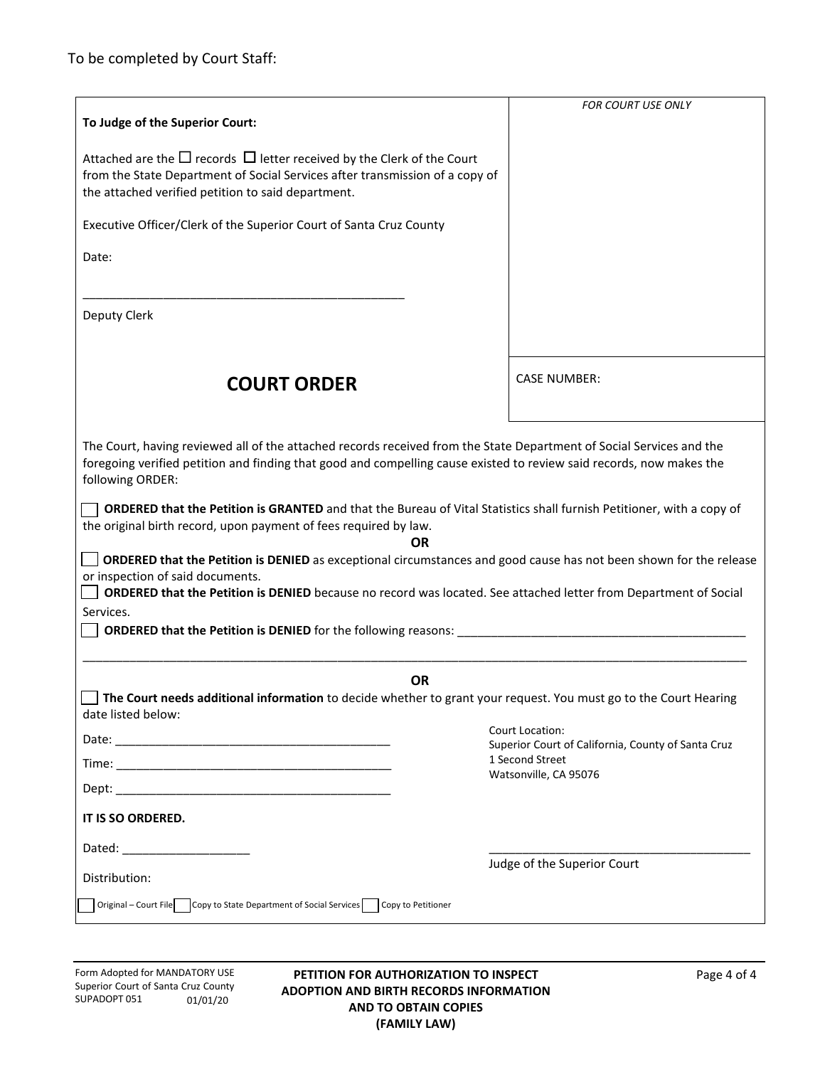To be completed by Court Staff:

**To Judge of the Superior Court:**

Attached are the ☐ records ☐ letter received by the Clerk of the Court from the State Department of Social Services after transmission of a copy of the attached verified petition to said department.

Executive Officer/Clerk of the Superior Court of Santa Cruz County

Date:

\_\_\_\_\_\_\_\_\_\_\_\_\_\_\_\_\_\_\_\_\_\_\_\_\_\_\_\_\_\_\_\_\_\_\_\_\_\_\_\_\_\_\_\_

Deputy Clerk

*FOR COURT USE ONLY*

## COURT ORDER

CASE NUMBER:

The Court, having reviewed all of the attached records received from the State Department of Social Services and the foregoing verified petition and finding that good and compelling cause existed to review said records, now makes the following ORDER:

☐ **ORDERED that the Petition is GRANTED** and that the Bureau of Vital Statistics shall furnish Petitioner, with a copy of the original birth record, upon payment of fees required by law.

**OR**

☐ **ORDERED that the Petition is DENIED** as exceptional circumstances and good cause has not been shown for the release or inspection of said documents.

☐ **ORDERED that the Petition is DENIED** because no record was located. See attached letter from Department of Social Services.

☐ **ORDERED that the Petition is DENIED** for the following reasons: \_\_\_\_\_\_\_\_\_\_\_\_\_\_\_\_\_\_\_\_\_\_\_\_\_\_\_\_\_\_\_\_\_\_\_\_\_\_\_\_

\_\_\_\_\_\_\_\_\_\_\_\_\_\_\_\_\_\_\_\_\_\_\_\_\_\_\_\_\_\_\_\_\_\_\_\_\_\_\_\_\_\_\_\_\_\_\_\_\_\_\_\_\_\_\_\_\_\_\_\_\_\_\_\_\_\_\_\_\_\_\_\_\_\_\_\_\_\_\_\_\_\_

**OR**

☐ **The Court needs additional information** to decide whether to grant your request. You must go to the Court Hearing date listed below:

Date: \_\_\_\_\_\_\_\_\_\_\_\_\_\_\_\_\_\_\_\_\_\_\_\_\_\_\_\_\_\_\_\_\_\_\_\_\_\_\_\_

Time: \_\_\_\_\_\_\_\_\_\_\_\_\_\_\_\_\_\_\_\_\_\_\_\_\_\_\_\_\_\_\_\_\_\_\_\_\_\_\_\_

Dept: \_\_\_\_\_\_\_\_\_\_\_\_\_\_\_\_\_\_\_\_\_\_\_\_\_\_\_\_\_\_\_\_\_\_\_\_\_\_\_\_

Court Location:
Superior Court of California, County of Santa Cruz
1 Second Street
Watsonville, CA 95076

**IT IS SO ORDERED.**

Dated: \_\_\_\_\_\_\_\_\_\_\_\_\_\_\_\_\_\_

\_\_\_\_\_\_\_\_\_\_\_\_\_\_\_\_\_\_\_\_\_\_\_\_\_\_\_\_\_\_\_\_\_\_\_\_\_\_\_\_

Judge of the Superior Court

Distribution:

☐ Original – Court File ☐ Copy to State Department of Social Services ☐ Copy to Petitioner

Form Adopted for MANDATORY USE
Superior Court of Santa Cruz County
SUPADOPT 051 01/01/20

**PETITION FOR AUTHORIZATION TO INSPECT ADOPTION AND BIRTH RECORDS INFORMATION AND TO OBTAIN COPIES (FAMILY LAW)**